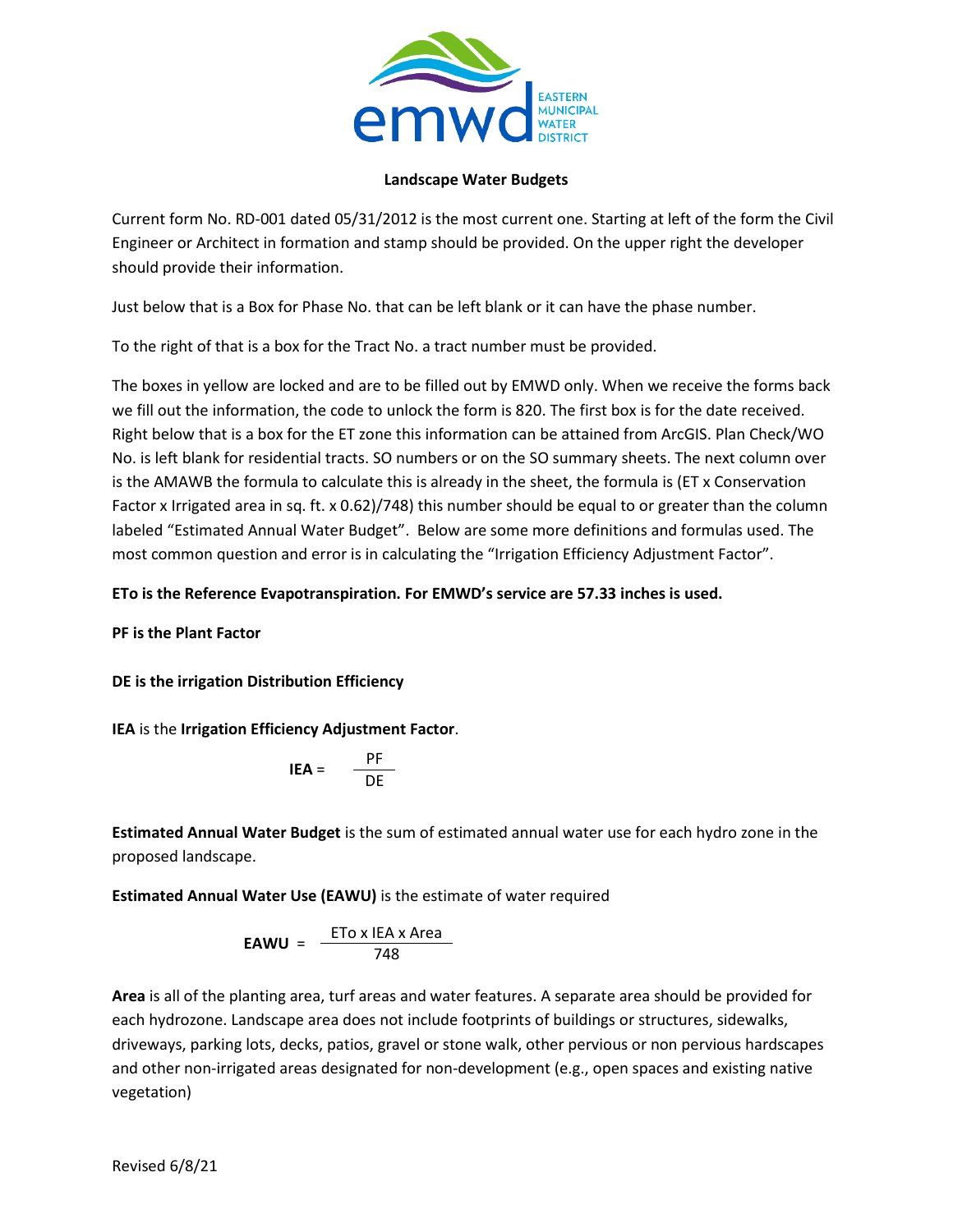**Landscape Water Budgets**

Current form No. RD-001 dated 05/31/2012 is the most current one. Starting at left of the form the Civil Engineer or Architect in formation and stamp should be provided. On the upper right the developer should provide their information.

Just below that is a Box for Phase No. that can be left blank or it can have the phase number.

To the right of that is a box for the Tract No. a tract number must be provided.

The boxes in yellow are locked and are to be filled out by EMWD only. When we receive the forms back we fill out the information, the code to unlock the form is 820. The first box is for the date received. Right below that is a box for the ET zone this information can be attained from ArcGIS. Plan Check/WO No. is left blank for residential tracts. SO numbers or on the SO summary sheets. The next column over is the AMAWB the formula to calculate this is already in the sheet, the formula is (ET x Conservation Factor x Irrigated area in sq. ft. x 0.62)/748) this number should be equal to or greater than the column labeled "Estimated Annual Water Budget". Below are some more definitions and formulas used. The most common question and error is in calculating the "Irrigation Efficiency Adjustment Factor".

**ETo is the Reference Evapotranspiration. For EMWD's service are 57.33 inches is used.**

**PF is the Plant Factor**

**DE is the irrigation Distribution Efficiency**

**IEA** is the **Irrigation Efficiency Adjustment Factor**.

$$\textbf{IEA} = \frac{\text{PF}}{\text{DE}}$$

**Estimated Annual Water Budget** is the sum of estimated annual water use for each hydro zone in the proposed landscape.

**Estimated Annual Water Use (EAWU)** is the estimate of water required

$$\textbf{EAWU} = \frac{\text{ETo x IEA x Area}}{748}$$

**Area** is all of the planting area, turf areas and water features. A separate area should be provided for each hydrozone. Landscape area does not include footprints of buildings or structures, sidewalks, driveways, parking lots, decks, patios, gravel or stone walk, other pervious or non pervious hardscapes and other non-irrigated areas designated for non-development (e.g., open spaces and existing native vegetation)

Revised 6/8/21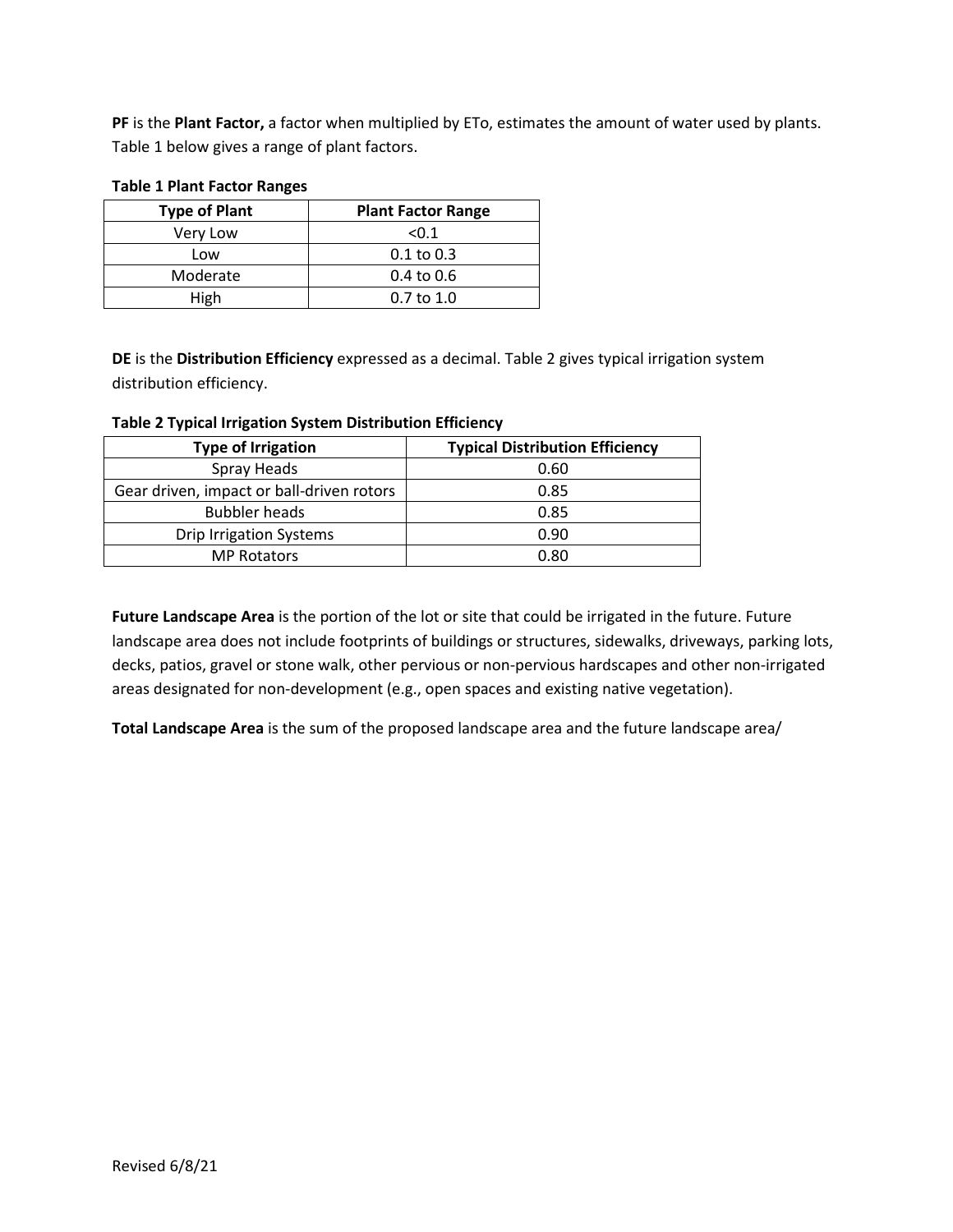**PF** is the **Plant Factor,** a factor when multiplied by ETo, estimates the amount of water used by plants. Table 1 below gives a range of plant factors.

**Table 1 Plant Factor Ranges**

| Type of Plant | Plant Factor Range |
|---|---|
| Very Low | <0.1 |
| Low | 0.1 to 0.3 |
| Moderate | 0.4 to 0.6 |
| High | 0.7 to 1.0 |

**DE** is the **Distribution Efficiency** expressed as a decimal. Table 2 gives typical irrigation system distribution efficiency.

**Table 2 Typical Irrigation System Distribution Efficiency**

| Type of Irrigation | Typical Distribution Efficiency |
|---|---|
| Spray Heads | 0.60 |
| Gear driven, impact or ball-driven rotors | 0.85 |
| Bubbler heads | 0.85 |
| Drip Irrigation Systems | 0.90 |
| MP Rotators | 0.80 |

**Future Landscape Area** is the portion of the lot or site that could be irrigated in the future. Future landscape area does not include footprints of buildings or structures, sidewalks, driveways, parking lots, decks, patios, gravel or stone walk, other pervious or non-pervious hardscapes and other non-irrigated areas designated for non-development (e.g., open spaces and existing native vegetation).

**Total Landscape Area** is the sum of the proposed landscape area and the future landscape area/

Revised 6/8/21